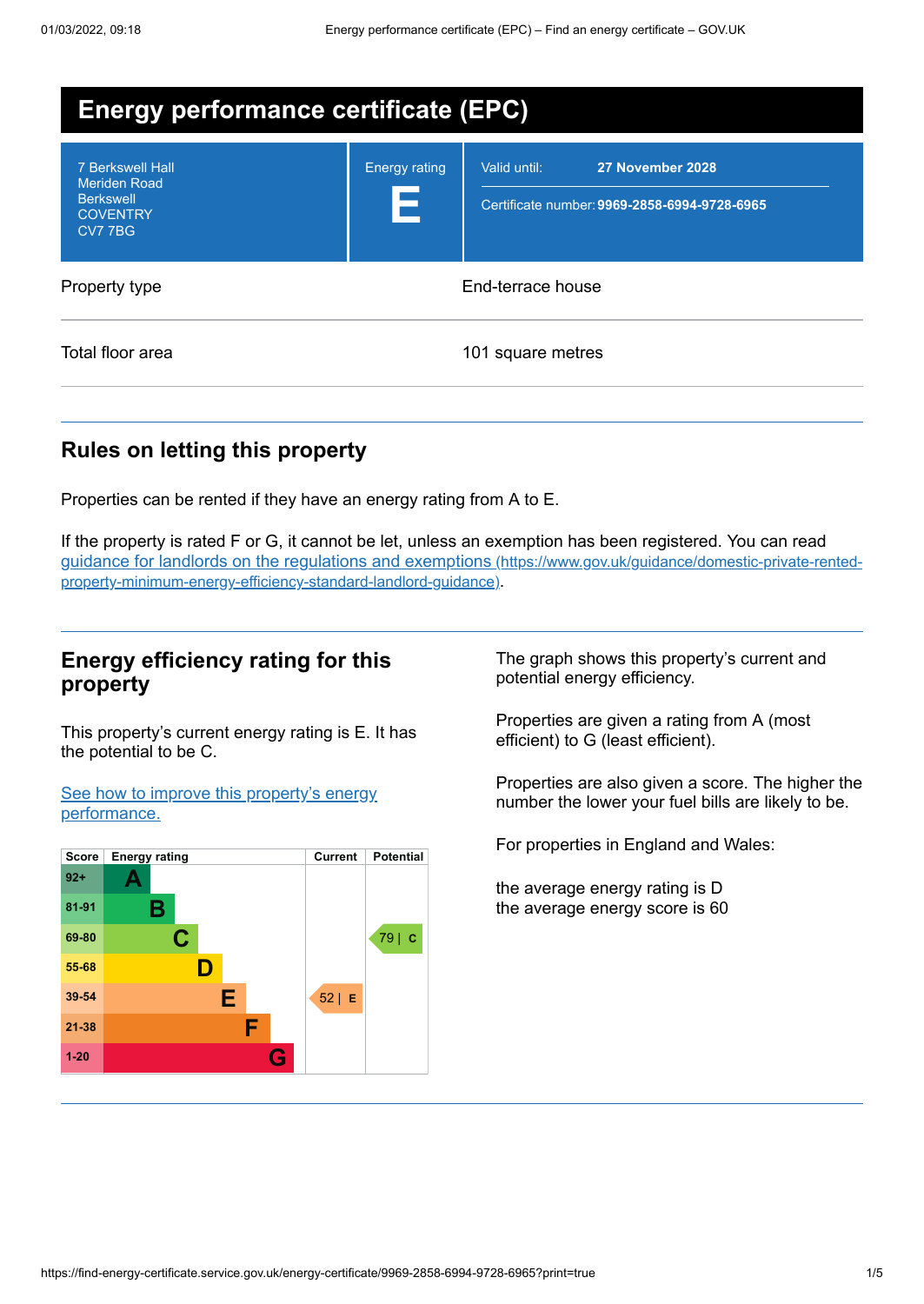# Energy performance certificate (EPC)

| | | |
|---|---|---|
| 7 Berkswell Hall<br>Meriden Road<br>Berkswell<br>COVENTRY<br>CV7 7BG | Energy rating<br>**E** | Valid until: **27 November 2028**<br>Certificate number: **9969-2858-6994-9728-6965** |

| | |
|---|---|
| Property type | End-terrace house |
| Total floor area | 101 square metres |

## Rules on letting this property

Properties can be rented if they have an energy rating from A to E.

If the property is rated F or G, it cannot be let, unless an exemption has been registered. You can read guidance for landlords on the regulations and exemptions (https://www.gov.uk/guidance/domestic-private-rented-property-minimum-energy-efficiency-standard-landlord-guidance).

## Energy efficiency rating for this property

This property's current energy rating is E. It has the potential to be C.

See how to improve this property's energy performance.

| Score | Energy rating | Current | Potential |
|---|---|---|---|
| 92+ | A | | |
| 81-91 | B | | |
| 69-80 | C | | 79 \| C |
| 55-68 | D | | |
| 39-54 | E | 52 \| E | |
| 21-38 | F | | |
| 1-20 | G | | |

The graph shows this property's current and potential energy efficiency.

Properties are given a rating from A (most efficient) to G (least efficient).

Properties are also given a score. The higher the number the lower your fuel bills are likely to be.

For properties in England and Wales:

the average energy rating is D
the average energy score is 60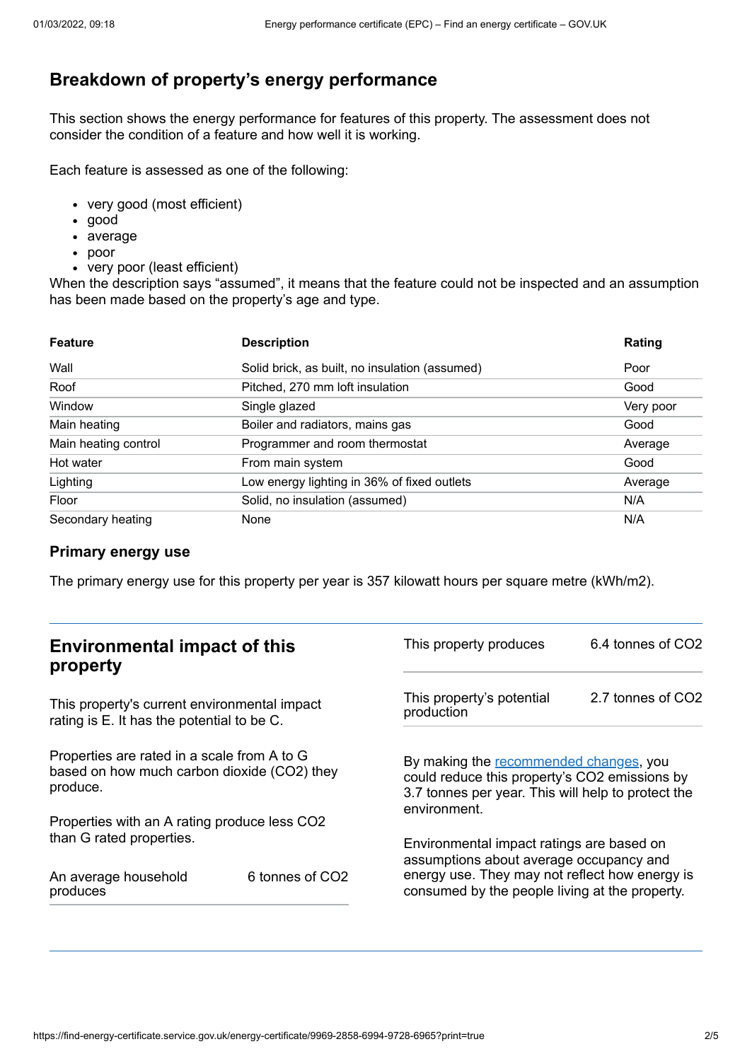## Breakdown of property's energy performance

This section shows the energy performance for features of this property. The assessment does not consider the condition of a feature and how well it is working.

Each feature is assessed as one of the following:

- very good (most efficient)
- good
- average
- poor
- very poor (least efficient)

When the description says "assumed", it means that the feature could not be inspected and an assumption has been made based on the property's age and type.

| Feature | Description | Rating |
|---|---|---|
| Wall | Solid brick, as built, no insulation (assumed) | Poor |
| Roof | Pitched, 270 mm loft insulation | Good |
| Window | Single glazed | Very poor |
| Main heating | Boiler and radiators, mains gas | Good |
| Main heating control | Programmer and room thermostat | Average |
| Hot water | From main system | Good |
| Lighting | Low energy lighting in 36% of fixed outlets | Average |
| Floor | Solid, no insulation (assumed) | N/A |
| Secondary heating | None | N/A |

### Primary energy use

The primary energy use for this property per year is 357 kilowatt hours per square metre (kWh/m2).

## Environmental impact of this property

This property's current environmental impact rating is E. It has the potential to be C.

Properties are rated in a scale from A to G based on how much carbon dioxide ($CO_2$) they produce.

Properties with an A rating produce less $CO_2$ than G rated properties.

| | |
|---|---|
| An average household produces | 6 tonnes of $CO_2$ |
| This property produces | 6.4 tonnes of $CO_2$ |
| This property's potential production | 2.7 tonnes of $CO_2$ |

By making the recommended changes, you could reduce this property's $CO_2$ emissions by 3.7 tonnes per year. This will help to protect the environment.

Environmental impact ratings are based on assumptions about average occupancy and energy use. They may not reflect how energy is consumed by the people living at the property.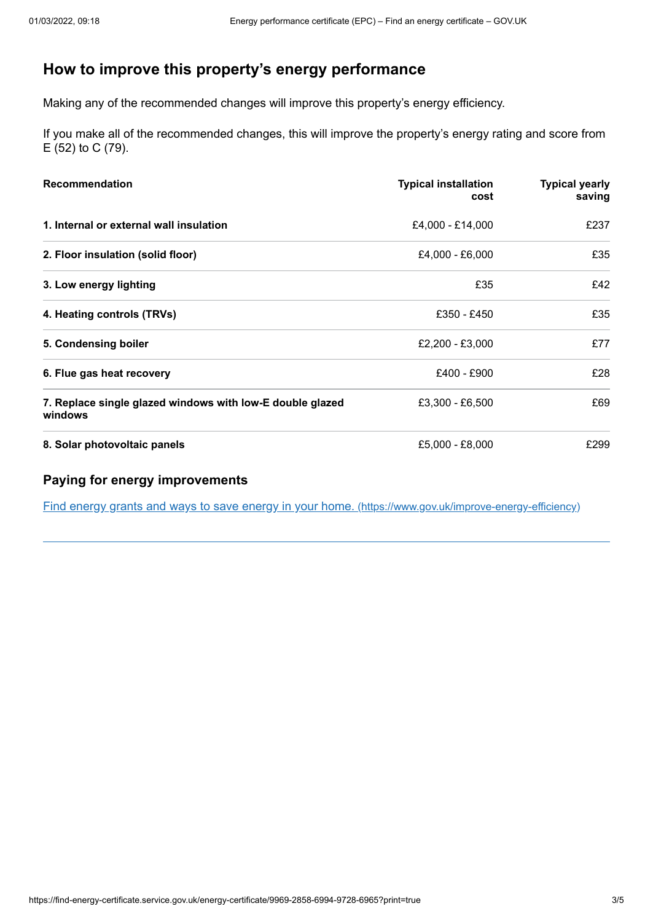## How to improve this property's energy performance

Making any of the recommended changes will improve this property's energy efficiency.

If you make all of the recommended changes, this will improve the property's energy rating and score from E (52) to C (79).

| Recommendation | Typical installation cost | Typical yearly saving |
| --- | --- | --- |
| **1. Internal or external wall insulation** | £4,000 - £14,000 | £237 |
| **2. Floor insulation (solid floor)** | £4,000 - £6,000 | £35 |
| **3. Low energy lighting** | £35 | £42 |
| **4. Heating controls (TRVs)** | £350 - £450 | £35 |
| **5. Condensing boiler** | £2,200 - £3,000 | £77 |
| **6. Flue gas heat recovery** | £400 - £900 | £28 |
| **7. Replace single glazed windows with low-E double glazed windows** | £3,300 - £6,500 | £69 |
| **8. Solar photovoltaic panels** | £5,000 - £8,000 | £299 |

### Paying for energy improvements

[Find energy grants and ways to save energy in your home.](https://www.gov.uk/improve-energy-efficiency) (https://www.gov.uk/improve-energy-efficiency)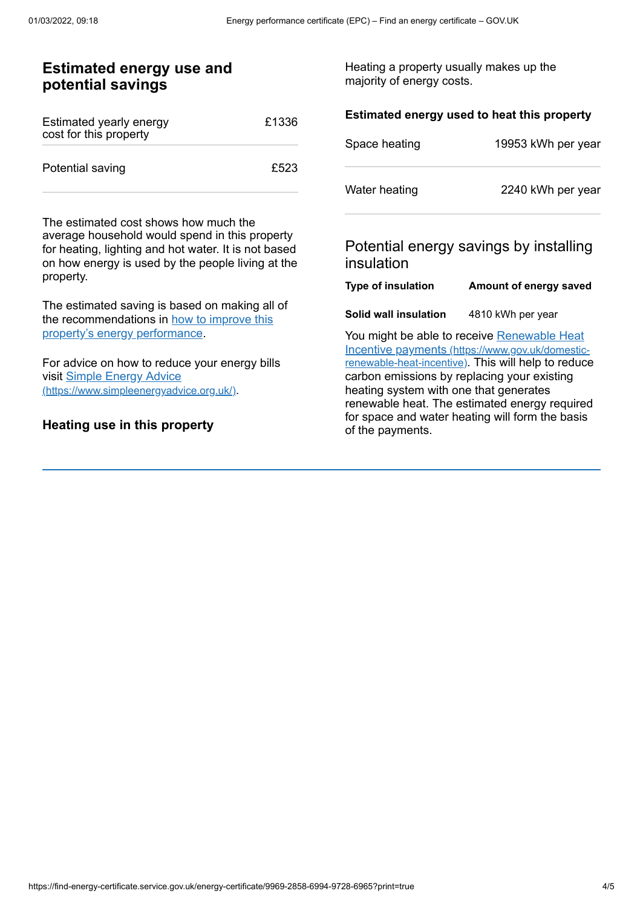## Estimated energy use and potential savings

| | |
|---|---|
| Estimated yearly energy cost for this property | £1336 |
| Potential saving | £523 |

The estimated cost shows how much the average household would spend in this property for heating, lighting and hot water. It is not based on how energy is used by the people living at the property.

The estimated saving is based on making all of the recommendations in [how to improve this property's energy performance](#).

For advice on how to reduce your energy bills visit [Simple Energy Advice (https://www.simpleenergyadvice.org.uk/)](https://www.simpleenergyadvice.org.uk/).

### Heating use in this property

Heating a property usually makes up the majority of energy costs.

**Estimated energy used to heat this property**

| | |
|---|---|
| Space heating | 19953 kWh per year |
| Water heating | 2240 kWh per year |

### Potential energy savings by installing insulation

| Type of insulation | Amount of energy saved |
|---|---|
| **Solid wall insulation** | 4810 kWh per year |

You might be able to receive [Renewable Heat Incentive payments (https://www.gov.uk/domestic-renewable-heat-incentive)](https://www.gov.uk/domestic-renewable-heat-incentive). This will help to reduce carbon emissions by replacing your existing heating system with one that generates renewable heat. The estimated energy required for space and water heating will form the basis of the payments.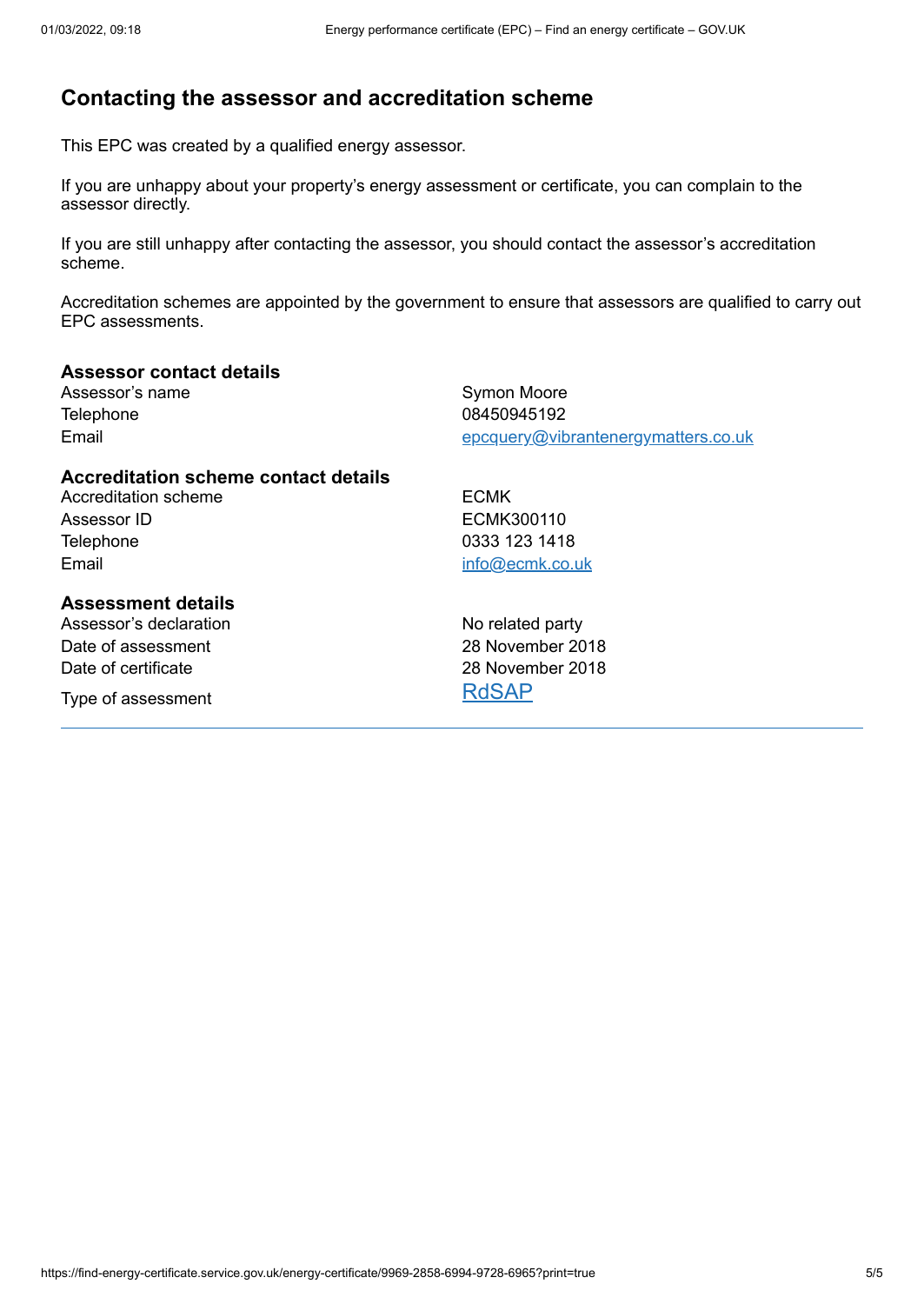## Contacting the assessor and accreditation scheme

This EPC was created by a qualified energy assessor.

If you are unhappy about your property's energy assessment or certificate, you can complain to the assessor directly.

If you are still unhappy after contacting the assessor, you should contact the assessor's accreditation scheme.

Accreditation schemes are appointed by the government to ensure that assessors are qualified to carry out EPC assessments.

### Assessor contact details

| | |
|---|---|
| Assessor's name | Symon Moore |
| Telephone | 08450945192 |
| Email | epcquery@vibrantenergymatters.co.uk |

### Accreditation scheme contact details

| | |
|---|---|
| Accreditation scheme | ECMK |
| Assessor ID | ECMK300110 |
| Telephone | 0333 123 1418 |
| Email | info@ecmk.co.uk |

### Assessment details

| | |
|---|---|
| Assessor's declaration | No related party |
| Date of assessment | 28 November 2018 |
| Date of certificate | 28 November 2018 |
| Type of assessment | RdSAP |